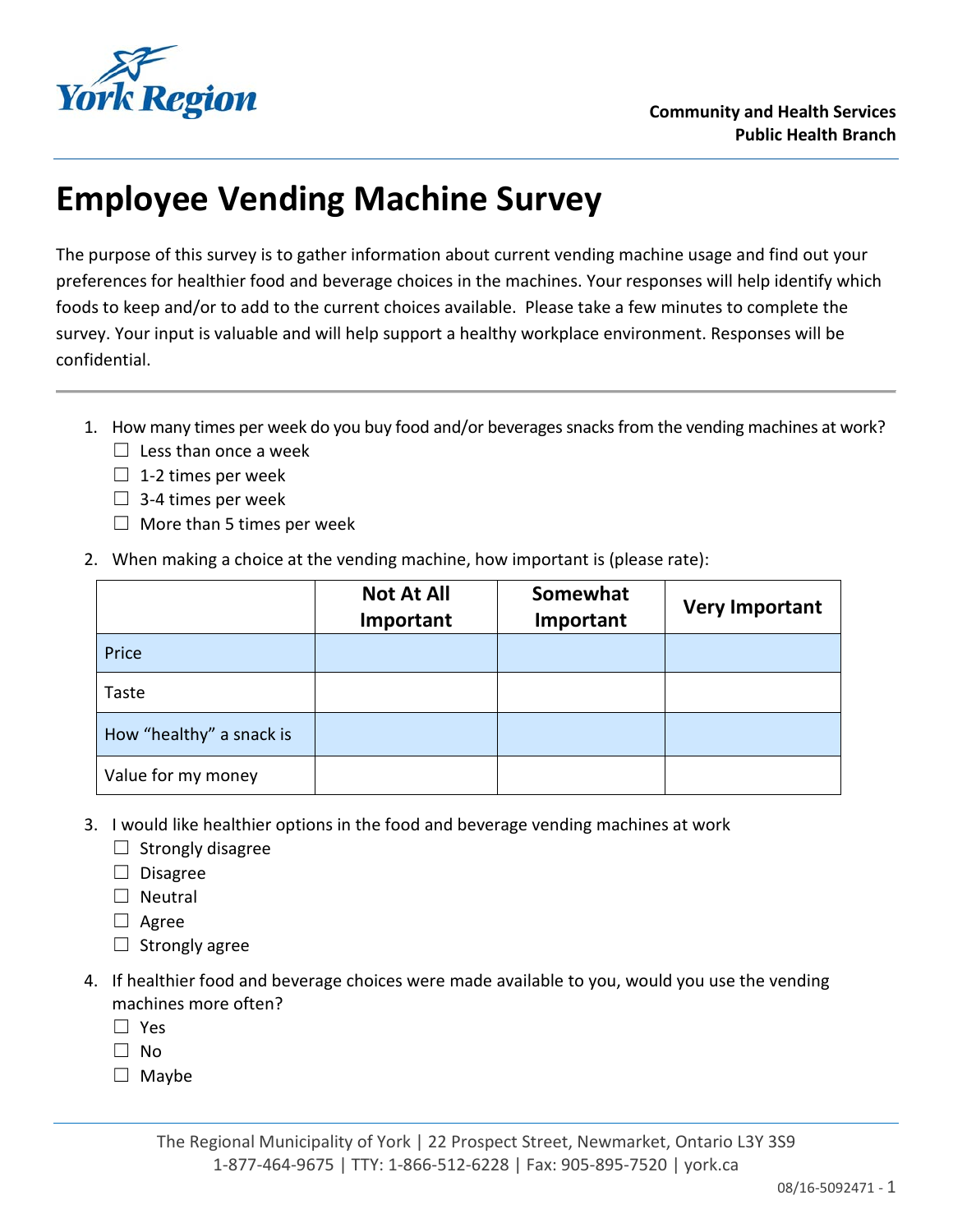York Region

**Community and Health Services**
**Public Health Branch**

# Employee Vending Machine Survey

The purpose of this survey is to gather information about current vending machine usage and find out your preferences for healthier food and beverage choices in the machines. Your responses will help identify which foods to keep and/or to add to the current choices available. Please take a few minutes to complete the survey. Your input is valuable and will help support a healthy workplace environment. Responses will be confidential.

---

1. How many times per week do you buy food and/or beverages snacks from the vending machines at work?
   - ☐ Less than once a week
   - ☐ 1-2 times per week
   - ☐ 3-4 times per week
   - ☐ More than 5 times per week

2. When making a choice at the vending machine, how important is (please rate):

| | Not At All Important | Somewhat Important | Very Important |
|---|---|---|---|
| Price | | | |
| Taste | | | |
| How "healthy" a snack is | | | |
| Value for my money | | | |

3. I would like healthier options in the food and beverage vending machines at work
   - ☐ Strongly disagree
   - ☐ Disagree
   - ☐ Neutral
   - ☐ Agree
   - ☐ Strongly agree

4. If healthier food and beverage choices were made available to you, would you use the vending machines more often?
   - ☐ Yes
   - ☐ No
   - ☐ Maybe

The Regional Municipality of York | 22 Prospect Street, Newmarket, Ontario L3Y 3S9
1-877-464-9675 | TTY: 1-866-512-6228 | Fax: 905-895-7520 | york.ca

08/16-5092471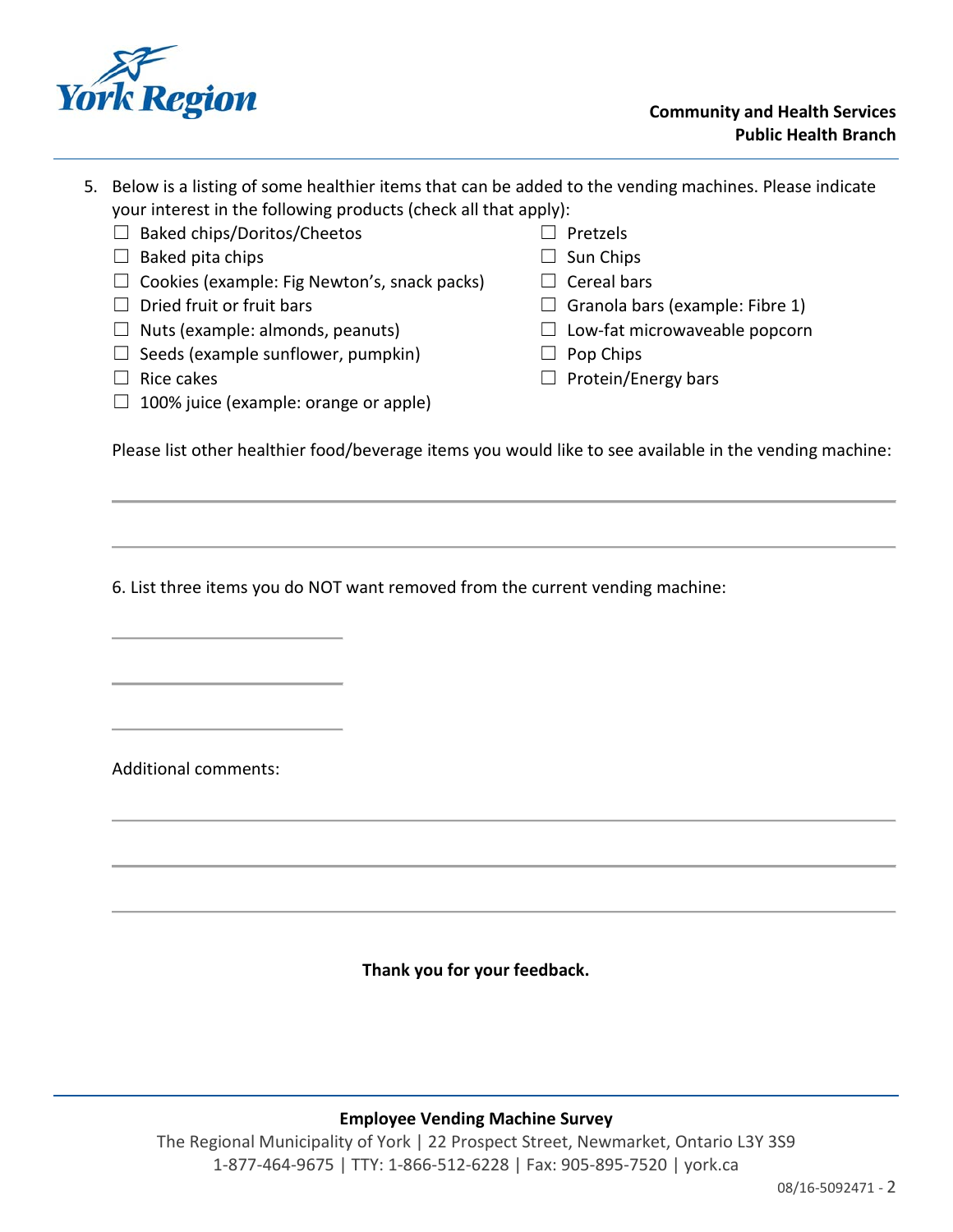5. Below is a listing of some healthier items that can be added to the vending machines. Please indicate your interest in the following products (check all that apply):

- ☐ Baked chips/Doritos/Cheetos
- ☐ Baked pita chips
- ☐ Cookies (example: Fig Newton's, snack packs)
- ☐ Dried fruit or fruit bars
- ☐ Nuts (example: almonds, peanuts)
- ☐ Seeds (example sunflower, pumpkin)
- ☐ Rice cakes
- ☐ 100% juice (example: orange or apple)
- ☐ Pretzels
- ☐ Sun Chips
- ☐ Cereal bars
- ☐ Granola bars (example: Fibre 1)
- ☐ Low-fat microwaveable popcorn
- ☐ Pop Chips
- ☐ Protein/Energy bars

Please list other healthier food/beverage items you would like to see available in the vending machine:

______________________________________________

______________________________________________

6. List three items you do NOT want removed from the current vending machine:

____________________

____________________

____________________

Additional comments:

______________________________________________

______________________________________________

______________________________________________

**Thank you for your feedback.**